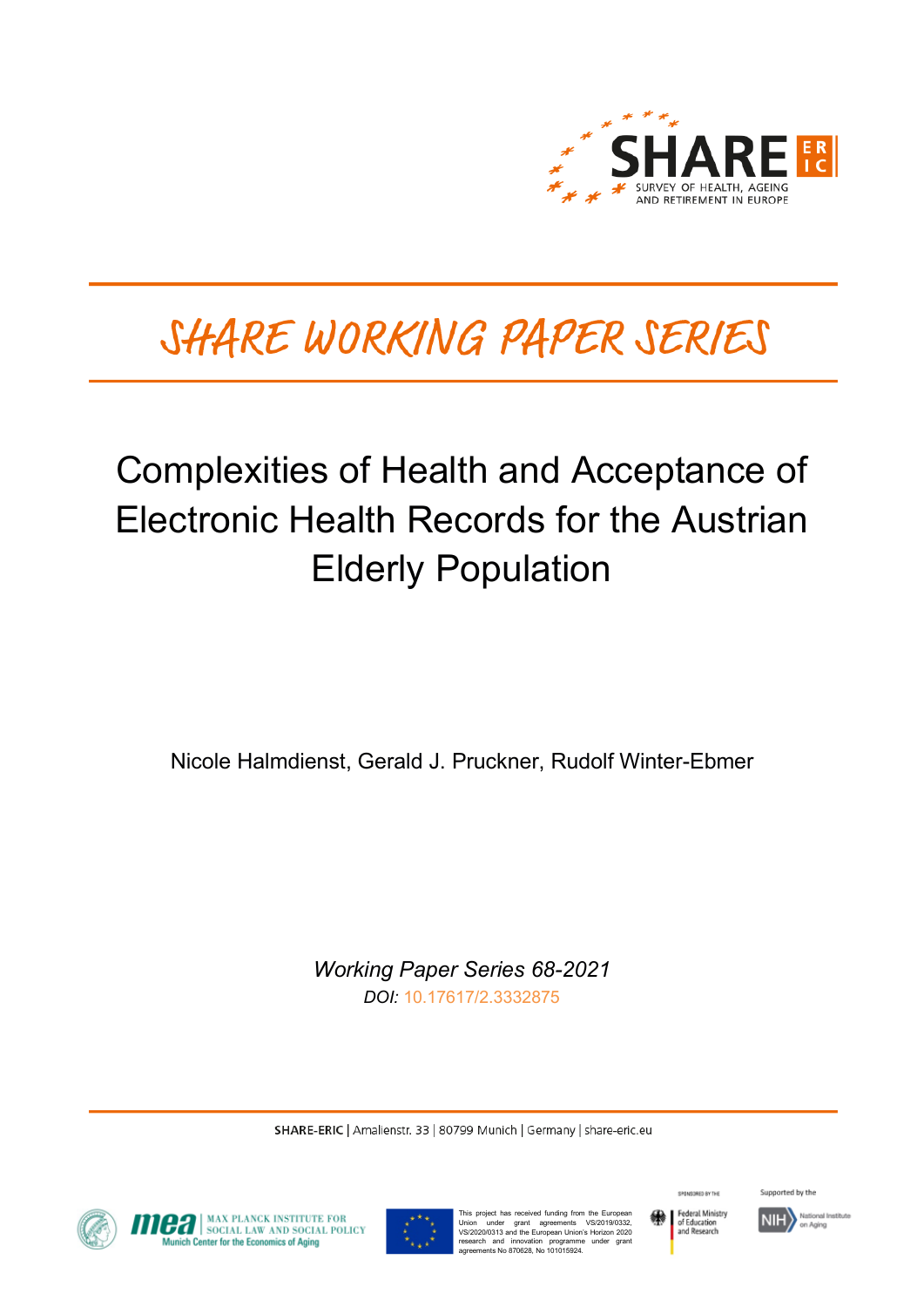SHARE

SURVEY OF HEALTH, AGEING AND RETIREMENT IN EUROPE

# SHARE WORKING PAPER SERIES

# Complexities of Health and Acceptance of Electronic Health Records for the Austrian Elderly Population

Nicole Halmdienst, Gerald J. Pruckner, Rudolf Winter-Ebmer

*Working Paper Series 68-2021*

*DOI:* 10.17617/2.3332875

**SHARE-ERIC** | Amalienstr. 33 | 80799 Munich | Germany | share-eric.eu

MAX PLANCK INSTITUTE FOR SOCIAL LAW AND SOCIAL POLICY

Munich Center for the Economics of Aging

This project has received funding from the European Union under grant agreements VS/2019/0332, VS/2020/0313 and the European Union's Horizon 2020 research and innovation programme under grant agreements No 870628, No 101015924.

SPONSORED BY THE Federal Ministry of Education and Research

Supported by the National Institute on Aging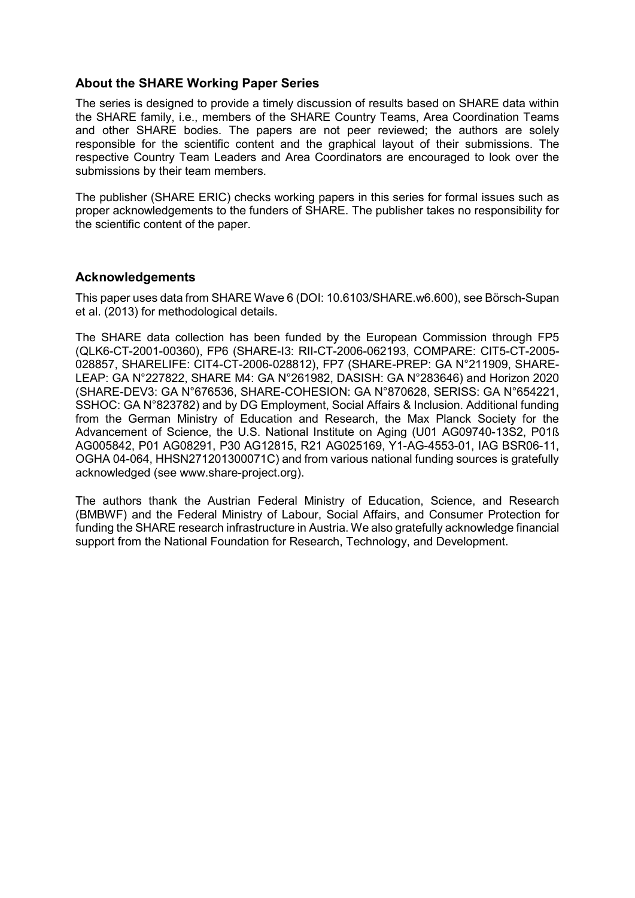## About the SHARE Working Paper Series

The series is designed to provide a timely discussion of results based on SHARE data within the SHARE family, i.e., members of the SHARE Country Teams, Area Coordination Teams and other SHARE bodies. The papers are not peer reviewed; the authors are solely responsible for the scientific content and the graphical layout of their submissions. The respective Country Team Leaders and Area Coordinators are encouraged to look over the submissions by their team members.

The publisher (SHARE ERIC) checks working papers in this series for formal issues such as proper acknowledgements to the funders of SHARE. The publisher takes no responsibility for the scientific content of the paper.

## Acknowledgements

This paper uses data from SHARE Wave 6 (DOI: 10.6103/SHARE.w6.600), see Börsch-Supan et al. (2013) for methodological details.

The SHARE data collection has been funded by the European Commission through FP5 (QLK6-CT-2001-00360), FP6 (SHARE-I3: RII-CT-2006-062193, COMPARE: CIT5-CT-2005-028857, SHARELIFE: CIT4-CT-2006-028812), FP7 (SHARE-PREP: GA N°211909, SHARE-LEAP: GA N°227822, SHARE M4: GA N°261982, DASISH: GA N°283646) and Horizon 2020 (SHARE-DEV3: GA N°676536, SHARE-COHESION: GA N°870628, SERISS: GA N°654221, SSHOC: GA N°823782) and by DG Employment, Social Affairs & Inclusion. Additional funding from the German Ministry of Education and Research, the Max Planck Society for the Advancement of Science, the U.S. National Institute on Aging (U01 AG09740-13S2, P01ß AG005842, P01 AG08291, P30 AG12815, R21 AG025169, Y1-AG-4553-01, IAG BSR06-11, OGHA 04-064, HHSN271201300071C) and from various national funding sources is gratefully acknowledged (see www.share-project.org).

The authors thank the Austrian Federal Ministry of Education, Science, and Research (BMBWF) and the Federal Ministry of Labour, Social Affairs, and Consumer Protection for funding the SHARE research infrastructure in Austria. We also gratefully acknowledge financial support from the National Foundation for Research, Technology, and Development.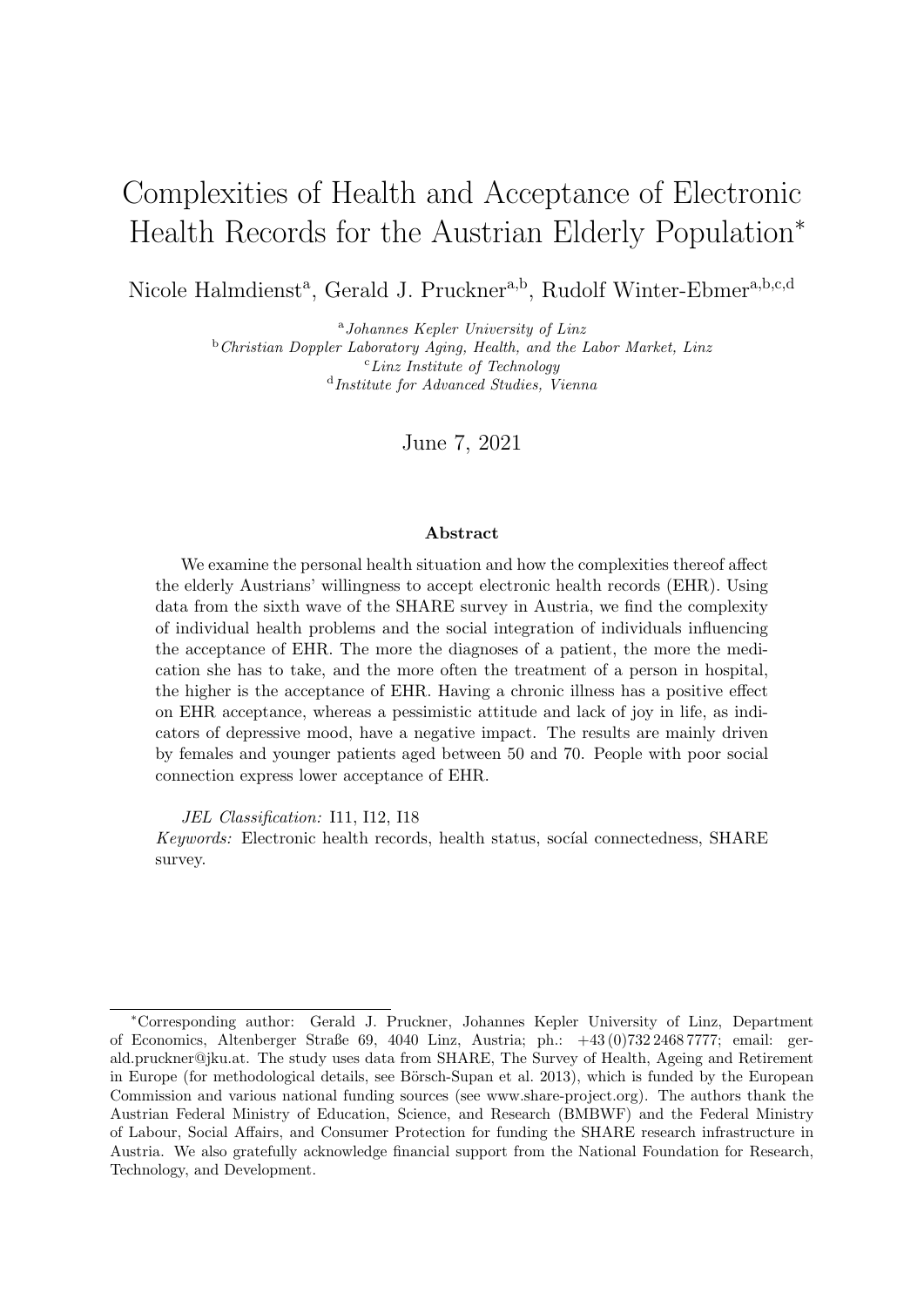# Complexities of Health and Acceptance of Electronic Health Records for the Austrian Elderly Population*

Nicole Halmdienst[a], Gerald J. Pruckner[a,b], Rudolf Winter-Ebmer[a,b,c,d]

[a] *Johannes Kepler University of Linz*
[b] *Christian Doppler Laboratory Aging, Health, and the Labor Market, Linz*
[c] *Linz Institute of Technology*
[d] *Institute for Advanced Studies, Vienna*

June 7, 2021

**Abstract**

We examine the personal health situation and how the complexities thereof affect the elderly Austrians' willingness to accept electronic health records (EHR). Using data from the sixth wave of the SHARE survey in Austria, we find the complexity of individual health problems and the social integration of individuals influencing the acceptance of EHR. The more the diagnoses of a patient, the more the medication she has to take, and the more often the treatment of a person in hospital, the higher is the acceptance of EHR. Having a chronic illness has a positive effect on EHR acceptance, whereas a pessimistic attitude and lack of joy in life, as indicators of depressive mood, have a negative impact. The results are mainly driven by females and younger patients aged between 50 and 70. People with poor social connection express lower acceptance of EHR.

*JEL Classification:* I11, I12, I18
*Keywords:* Electronic health records, health status, socíal connectedness, SHARE survey.

---

*Corresponding author: Gerald J. Pruckner, Johannes Kepler University of Linz, Department of Economics, Altenberger Straße 69, 4040 Linz, Austria; ph.: +43 (0)732 2468 7777; email: gerald.pruckner@jku.at. The study uses data from SHARE, The Survey of Health, Ageing and Retirement in Europe (for methodological details, see Börsch-Supan et al. 2013), which is funded by the European Commission and various national funding sources (see www.share-project.org). The authors thank the Austrian Federal Ministry of Education, Science, and Research (BMBWF) and the Federal Ministry of Labour, Social Affairs, and Consumer Protection for funding the SHARE research infrastructure in Austria. We also gratefully acknowledge financial support from the National Foundation for Research, Technology, and Development.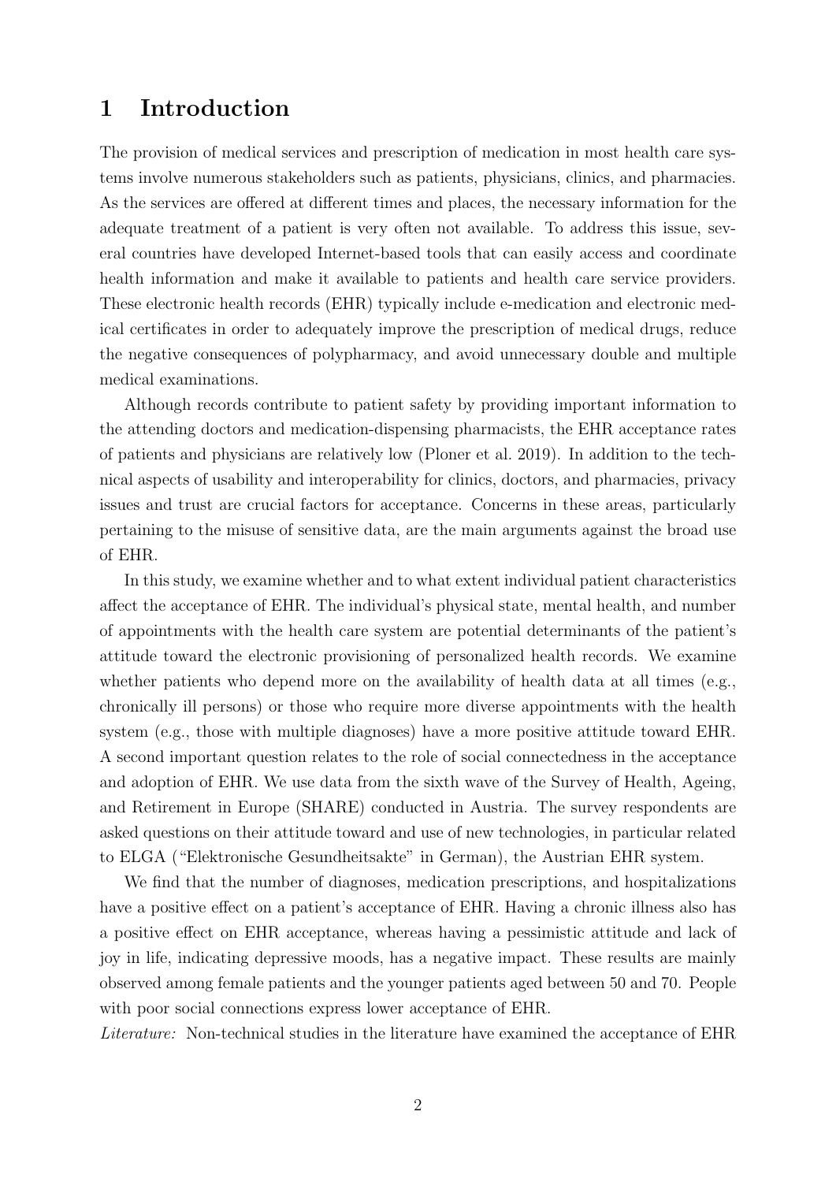# 1 Introduction

The provision of medical services and prescription of medication in most health care systems involve numerous stakeholders such as patients, physicians, clinics, and pharmacies. As the services are offered at different times and places, the necessary information for the adequate treatment of a patient is very often not available. To address this issue, several countries have developed Internet-based tools that can easily access and coordinate health information and make it available to patients and health care service providers. These electronic health records (EHR) typically include e-medication and electronic medical certificates in order to adequately improve the prescription of medical drugs, reduce the negative consequences of polypharmacy, and avoid unnecessary double and multiple medical examinations.

Although records contribute to patient safety by providing important information to the attending doctors and medication-dispensing pharmacists, the EHR acceptance rates of patients and physicians are relatively low (Ploner et al. 2019). In addition to the technical aspects of usability and interoperability for clinics, doctors, and pharmacies, privacy issues and trust are crucial factors for acceptance. Concerns in these areas, particularly pertaining to the misuse of sensitive data, are the main arguments against the broad use of EHR.

In this study, we examine whether and to what extent individual patient characteristics affect the acceptance of EHR. The individual's physical state, mental health, and number of appointments with the health care system are potential determinants of the patient's attitude toward the electronic provisioning of personalized health records. We examine whether patients who depend more on the availability of health data at all times (e.g., chronically ill persons) or those who require more diverse appointments with the health system (e.g., those with multiple diagnoses) have a more positive attitude toward EHR. A second important question relates to the role of social connectedness in the acceptance and adoption of EHR. We use data from the sixth wave of the Survey of Health, Ageing, and Retirement in Europe (SHARE) conducted in Austria. The survey respondents are asked questions on their attitude toward and use of new technologies, in particular related to ELGA ("Elektronische Gesundheitsakte" in German), the Austrian EHR system.

We find that the number of diagnoses, medication prescriptions, and hospitalizations have a positive effect on a patient's acceptance of EHR. Having a chronic illness also has a positive effect on EHR acceptance, whereas having a pessimistic attitude and lack of joy in life, indicating depressive moods, has a negative impact. These results are mainly observed among female patients and the younger patients aged between 50 and 70. People with poor social connections express lower acceptance of EHR.

*Literature:* Non-technical studies in the literature have examined the acceptance of EHR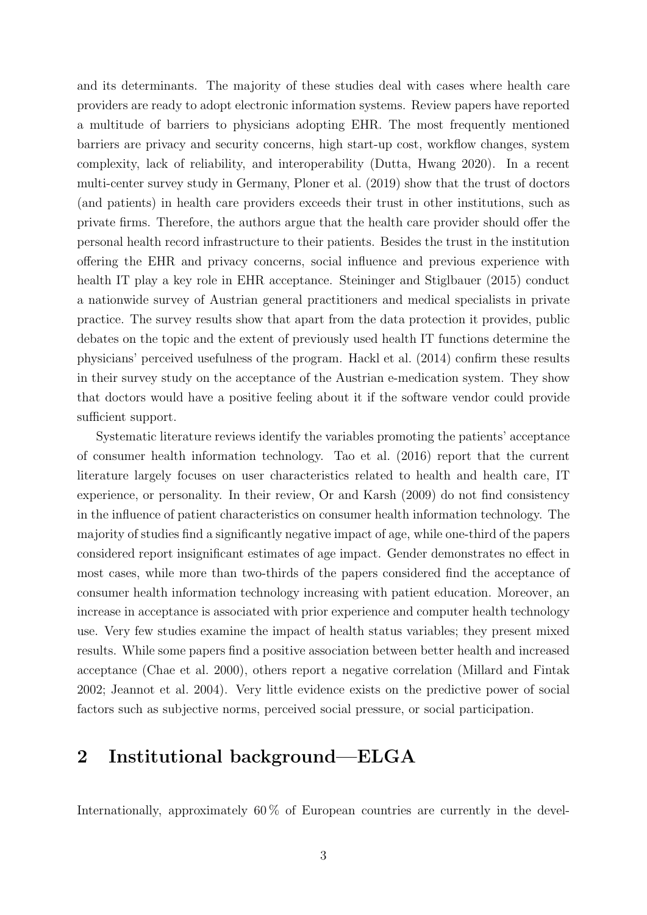and its determinants. The majority of these studies deal with cases where health care providers are ready to adopt electronic information systems. Review papers have reported a multitude of barriers to physicians adopting EHR. The most frequently mentioned barriers are privacy and security concerns, high start-up cost, workflow changes, system complexity, lack of reliability, and interoperability (Dutta, Hwang 2020). In a recent multi-center survey study in Germany, Ploner et al. (2019) show that the trust of doctors (and patients) in health care providers exceeds their trust in other institutions, such as private firms. Therefore, the authors argue that the health care provider should offer the personal health record infrastructure to their patients. Besides the trust in the institution offering the EHR and privacy concerns, social influence and previous experience with health IT play a key role in EHR acceptance. Steininger and Stiglbauer (2015) conduct a nationwide survey of Austrian general practitioners and medical specialists in private practice. The survey results show that apart from the data protection it provides, public debates on the topic and the extent of previously used health IT functions determine the physicians' perceived usefulness of the program. Hackl et al. (2014) confirm these results in their survey study on the acceptance of the Austrian e-medication system. They show that doctors would have a positive feeling about it if the software vendor could provide sufficient support.

Systematic literature reviews identify the variables promoting the patients' acceptance of consumer health information technology. Tao et al. (2016) report that the current literature largely focuses on user characteristics related to health and health care, IT experience, or personality. In their review, Or and Karsh (2009) do not find consistency in the influence of patient characteristics on consumer health information technology. The majority of studies find a significantly negative impact of age, while one-third of the papers considered report insignificant estimates of age impact. Gender demonstrates no effect in most cases, while more than two-thirds of the papers considered find the acceptance of consumer health information technology increasing with patient education. Moreover, an increase in acceptance is associated with prior experience and computer health technology use. Very few studies examine the impact of health status variables; they present mixed results. While some papers find a positive association between better health and increased acceptance (Chae et al. 2000), others report a negative correlation (Millard and Fintak 2002; Jeannot et al. 2004). Very little evidence exists on the predictive power of social factors such as subjective norms, perceived social pressure, or social participation.

## 2 Institutional background—ELGA

Internationally, approximately 60 % of European countries are currently in the devel-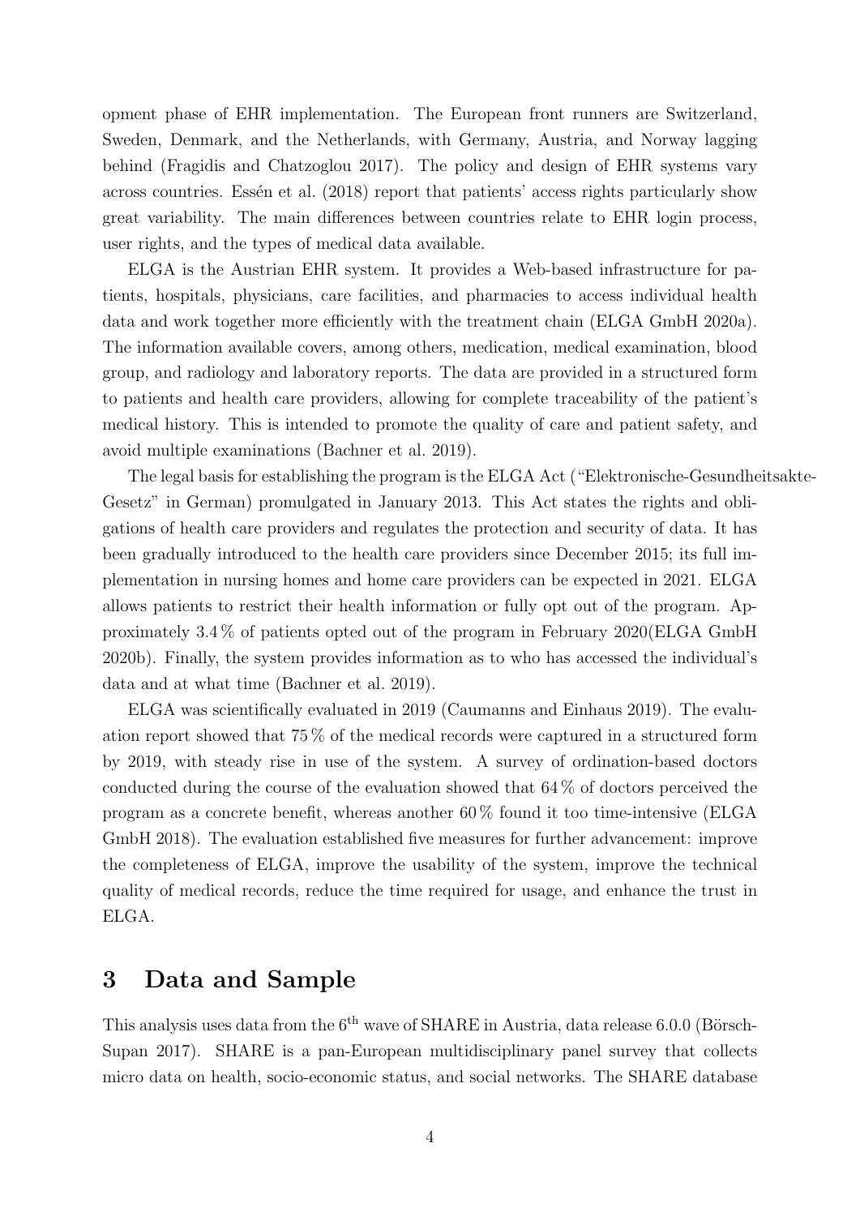opment phase of EHR implementation. The European front runners are Switzerland, Sweden, Denmark, and the Netherlands, with Germany, Austria, and Norway lagging behind (Fragidis and Chatzoglou 2017). The policy and design of EHR systems vary across countries. Essén et al. (2018) report that patients' access rights particularly show great variability. The main differences between countries relate to EHR login process, user rights, and the types of medical data available.

ELGA is the Austrian EHR system. It provides a Web-based infrastructure for patients, hospitals, physicians, care facilities, and pharmacies to access individual health data and work together more efficiently with the treatment chain (ELGA GmbH 2020a). The information available covers, among others, medication, medical examination, blood group, and radiology and laboratory reports. The data are provided in a structured form to patients and health care providers, allowing for complete traceability of the patient's medical history. This is intended to promote the quality of care and patient safety, and avoid multiple examinations (Bachner et al. 2019).

The legal basis for establishing the program is the ELGA Act ("Elektronische-Gesundheitsakte-Gesetz" in German) promulgated in January 2013. This Act states the rights and obligations of health care providers and regulates the protection and security of data. It has been gradually introduced to the health care providers since December 2015; its full implementation in nursing homes and home care providers can be expected in 2021. ELGA allows patients to restrict their health information or fully opt out of the program. Approximately 3.4 % of patients opted out of the program in February 2020(ELGA GmbH 2020b). Finally, the system provides information as to who has accessed the individual's data and at what time (Bachner et al. 2019).

ELGA was scientifically evaluated in 2019 (Caumanns and Einhaus 2019). The evaluation report showed that 75 % of the medical records were captured in a structured form by 2019, with steady rise in use of the system. A survey of ordination-based doctors conducted during the course of the evaluation showed that 64 % of doctors perceived the program as a concrete benefit, whereas another 60 % found it too time-intensive (ELGA GmbH 2018). The evaluation established five measures for further advancement: improve the completeness of ELGA, improve the usability of the system, improve the technical quality of medical records, reduce the time required for usage, and enhance the trust in ELGA.

# 3 Data and Sample

This analysis uses data from the 6$^{\text{th}}$ wave of SHARE in Austria, data release 6.0.0 (Börsch-Supan 2017). SHARE is a pan-European multidisciplinary panel survey that collects micro data on health, socio-economic status, and social networks. The SHARE database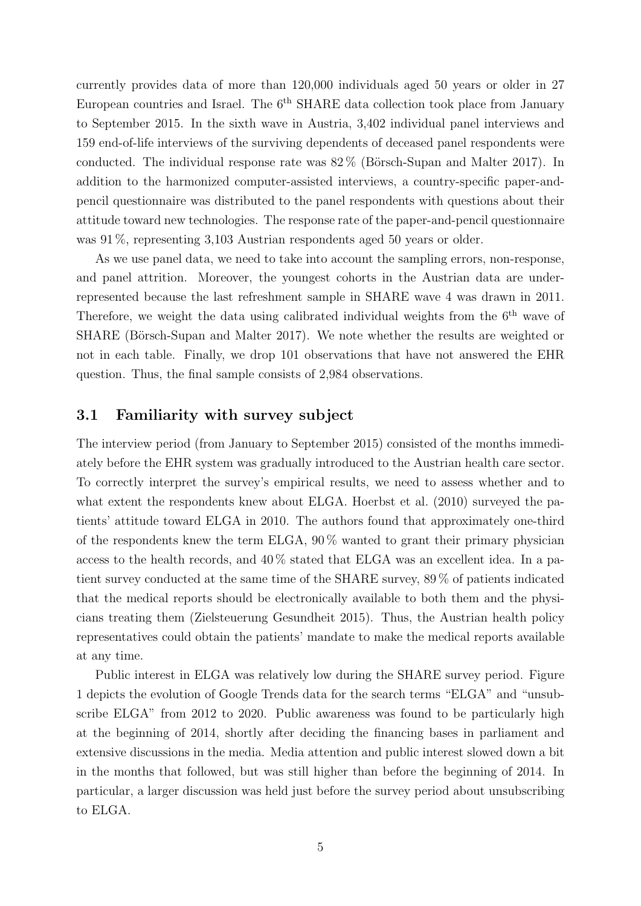currently provides data of more than 120,000 individuals aged 50 years or older in 27 European countries and Israel. The 6th SHARE data collection took place from January to September 2015. In the sixth wave in Austria, 3,402 individual panel interviews and 159 end-of-life interviews of the surviving dependents of deceased panel respondents were conducted. The individual response rate was 82 % (Börsch-Supan and Malter 2017). In addition to the harmonized computer-assisted interviews, a country-specific paper-and-pencil questionnaire was distributed to the panel respondents with questions about their attitude toward new technologies. The response rate of the paper-and-pencil questionnaire was 91 %, representing 3,103 Austrian respondents aged 50 years or older.

As we use panel data, we need to take into account the sampling errors, non-response, and panel attrition. Moreover, the youngest cohorts in the Austrian data are under-represented because the last refreshment sample in SHARE wave 4 was drawn in 2011. Therefore, we weight the data using calibrated individual weights from the 6th wave of SHARE (Börsch-Supan and Malter 2017). We note whether the results are weighted or not in each table. Finally, we drop 101 observations that have not answered the EHR question. Thus, the final sample consists of 2,984 observations.

### 3.1 Familiarity with survey subject

The interview period (from January to September 2015) consisted of the months immediately before the EHR system was gradually introduced to the Austrian health care sector. To correctly interpret the survey's empirical results, we need to assess whether and to what extent the respondents knew about ELGA. Hoerbst et al. (2010) surveyed the patients' attitude toward ELGA in 2010. The authors found that approximately one-third of the respondents knew the term ELGA, 90 % wanted to grant their primary physician access to the health records, and 40 % stated that ELGA was an excellent idea. In a patient survey conducted at the same time of the SHARE survey, 89 % of patients indicated that the medical reports should be electronically available to both them and the physicians treating them (Zielsteuerung Gesundheit 2015). Thus, the Austrian health policy representatives could obtain the patients' mandate to make the medical reports available at any time.

Public interest in ELGA was relatively low during the SHARE survey period. Figure 1 depicts the evolution of Google Trends data for the search terms "ELGA" and "unsubscribe ELGA" from 2012 to 2020. Public awareness was found to be particularly high at the beginning of 2014, shortly after deciding the financing bases in parliament and extensive discussions in the media. Media attention and public interest slowed down a bit in the months that followed, but was still higher than before the beginning of 2014. In particular, a larger discussion was held just before the survey period about unsubscribing to ELGA.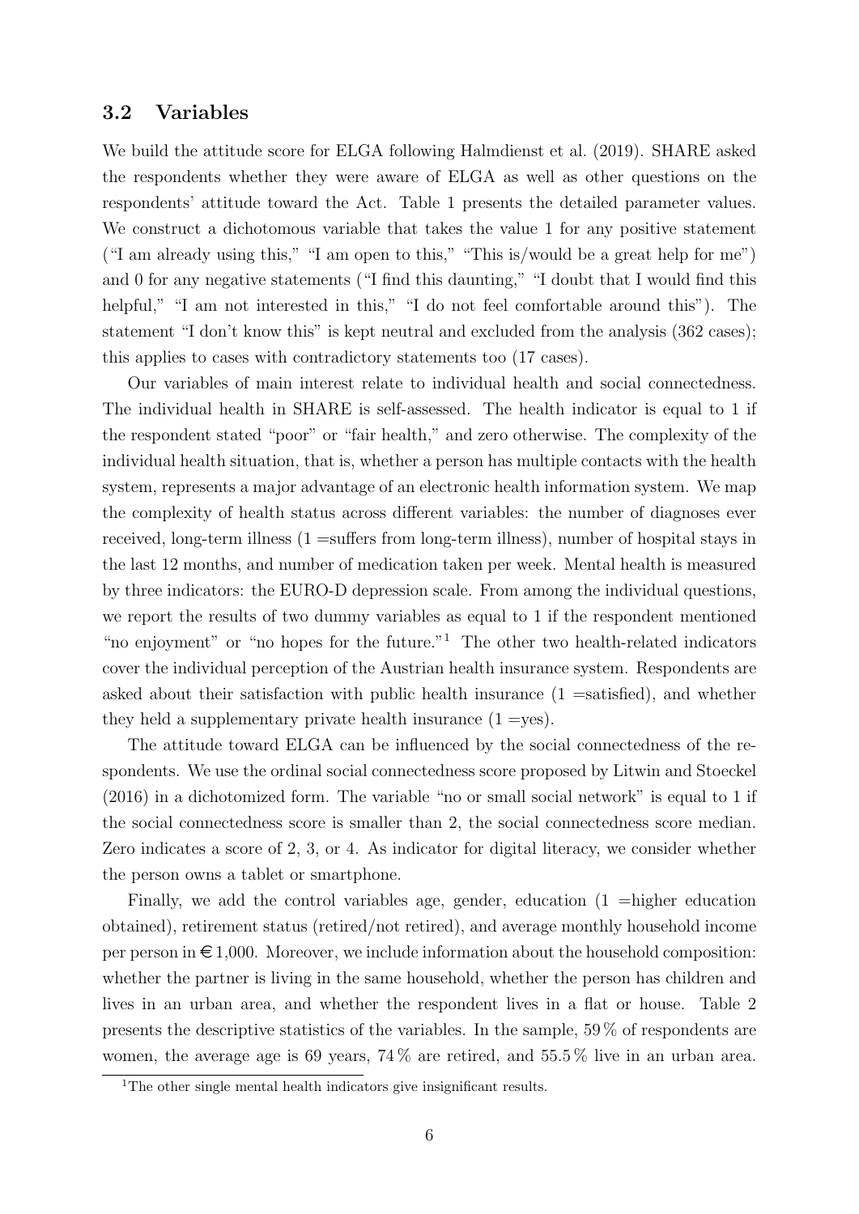### 3.2 Variables

We build the attitude score for ELGA following Halmdienst et al. (2019). SHARE asked the respondents whether they were aware of ELGA as well as other questions on the respondents' attitude toward the Act. Table 1 presents the detailed parameter values. We construct a dichotomous variable that takes the value 1 for any positive statement ("I am already using this," "I am open to this," "This is/would be a great help for me") and 0 for any negative statements ("I find this daunting," "I doubt that I would find this helpful," "I am not interested in this," "I do not feel comfortable around this"). The statement "I don't know this" is kept neutral and excluded from the analysis (362 cases); this applies to cases with contradictory statements too (17 cases).

Our variables of main interest relate to individual health and social connectedness. The individual health in SHARE is self-assessed. The health indicator is equal to 1 if the respondent stated "poor" or "fair health," and zero otherwise. The complexity of the individual health situation, that is, whether a person has multiple contacts with the health system, represents a major advantage of an electronic health information system. We map the complexity of health status across different variables: the number of diagnoses ever received, long-term illness (1 =suffers from long-term illness), number of hospital stays in the last 12 months, and number of medication taken per week. Mental health is measured by three indicators: the EURO-D depression scale. From among the individual questions, we report the results of two dummy variables as equal to 1 if the respondent mentioned "no enjoyment" or "no hopes for the future."[1] The other two health-related indicators cover the individual perception of the Austrian health insurance system. Respondents are asked about their satisfaction with public health insurance (1 =satisfied), and whether they held a supplementary private health insurance (1 =yes).

The attitude toward ELGA can be influenced by the social connectedness of the respondents. We use the ordinal social connectedness score proposed by Litwin and Stoeckel (2016) in a dichotomized form. The variable "no or small social network" is equal to 1 if the social connectedness score is smaller than 2, the social connectedness score median. Zero indicates a score of 2, 3, or 4. As indicator for digital literacy, we consider whether the person owns a tablet or smartphone.

Finally, we add the control variables age, gender, education (1 =higher education obtained), retirement status (retired/not retired), and average monthly household income per person in €1,000. Moreover, we include information about the household composition: whether the partner is living in the same household, whether the person has children and lives in an urban area, and whether the respondent lives in a flat or house. Table 2 presents the descriptive statistics of the variables. In the sample, 59 % of respondents are women, the average age is 69 years, 74 % are retired, and 55.5 % live in an urban area.

[1] The other single mental health indicators give insignificant results.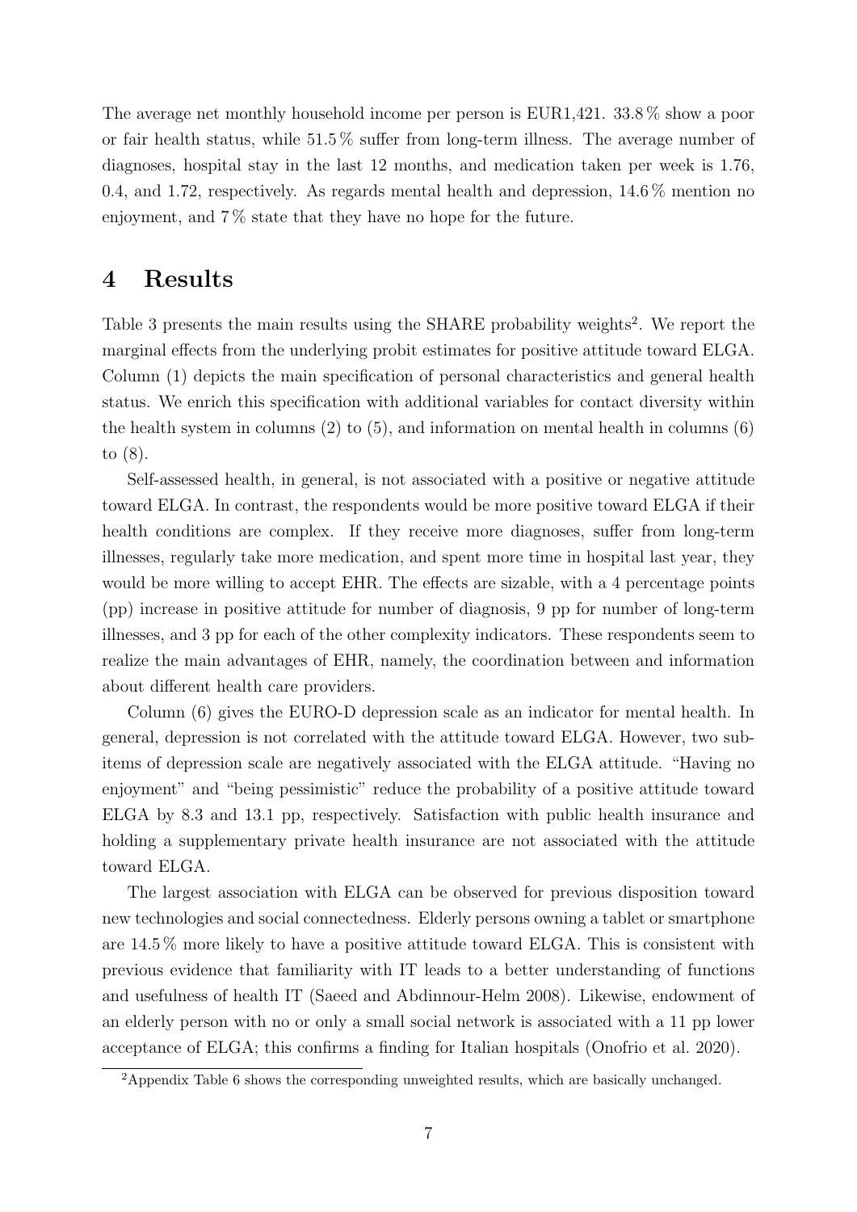The average net monthly household income per person is EUR1,421. 33.8 % show a poor or fair health status, while 51.5 % suffer from long-term illness. The average number of diagnoses, hospital stay in the last 12 months, and medication taken per week is 1.76, 0.4, and 1.72, respectively. As regards mental health and depression, 14.6 % mention no enjoyment, and 7 % state that they have no hope for the future.

# 4 Results

Table 3 presents the main results using the SHARE probability weights[2]. We report the marginal effects from the underlying probit estimates for positive attitude toward ELGA. Column (1) depicts the main specification of personal characteristics and general health status. We enrich this specification with additional variables for contact diversity within the health system in columns (2) to (5), and information on mental health in columns (6) to (8).

Self-assessed health, in general, is not associated with a positive or negative attitude toward ELGA. In contrast, the respondents would be more positive toward ELGA if their health conditions are complex. If they receive more diagnoses, suffer from long-term illnesses, regularly take more medication, and spent more time in hospital last year, they would be more willing to accept EHR. The effects are sizable, with a 4 percentage points (pp) increase in positive attitude for number of diagnosis, 9 pp for number of long-term illnesses, and 3 pp for each of the other complexity indicators. These respondents seem to realize the main advantages of EHR, namely, the coordination between and information about different health care providers.

Column (6) gives the EURO-D depression scale as an indicator for mental health. In general, depression is not correlated with the attitude toward ELGA. However, two sub-items of depression scale are negatively associated with the ELGA attitude. "Having no enjoyment" and "being pessimistic" reduce the probability of a positive attitude toward ELGA by 8.3 and 13.1 pp, respectively. Satisfaction with public health insurance and holding a supplementary private health insurance are not associated with the attitude toward ELGA.

The largest association with ELGA can be observed for previous disposition toward new technologies and social connectedness. Elderly persons owning a tablet or smartphone are 14.5 % more likely to have a positive attitude toward ELGA. This is consistent with previous evidence that familiarity with IT leads to a better understanding of functions and usefulness of health IT (Saeed and Abdinnour-Helm 2008). Likewise, endowment of an elderly person with no or only a small social network is associated with a 11 pp lower acceptance of ELGA; this confirms a finding for Italian hospitals (Onofrio et al. 2020).

[2] Appendix Table 6 shows the corresponding unweighted results, which are basically unchanged.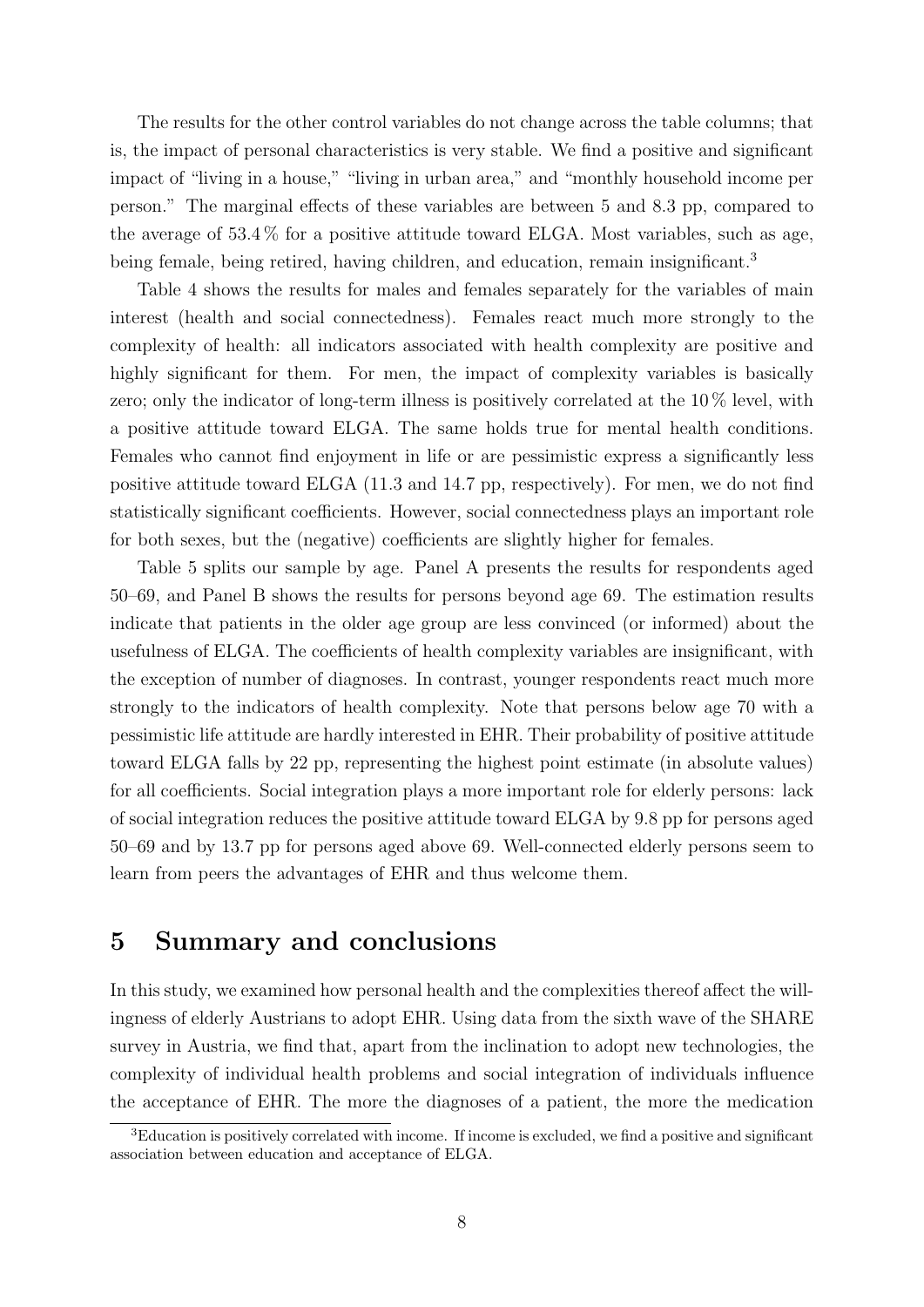The results for the other control variables do not change across the table columns; that is, the impact of personal characteristics is very stable. We find a positive and significant impact of "living in a house," "living in urban area," and "monthly household income per person." The marginal effects of these variables are between 5 and 8.3 pp, compared to the average of 53.4 % for a positive attitude toward ELGA. Most variables, such as age, being female, being retired, having children, and education, remain insignificant.[3]

Table 4 shows the results for males and females separately for the variables of main interest (health and social connectedness). Females react much more strongly to the complexity of health: all indicators associated with health complexity are positive and highly significant for them. For men, the impact of complexity variables is basically zero; only the indicator of long-term illness is positively correlated at the 10 % level, with a positive attitude toward ELGA. The same holds true for mental health conditions. Females who cannot find enjoyment in life or are pessimistic express a significantly less positive attitude toward ELGA (11.3 and 14.7 pp, respectively). For men, we do not find statistically significant coefficients. However, social connectedness plays an important role for both sexes, but the (negative) coefficients are slightly higher for females.

Table 5 splits our sample by age. Panel A presents the results for respondents aged 50–69, and Panel B shows the results for persons beyond age 69. The estimation results indicate that patients in the older age group are less convinced (or informed) about the usefulness of ELGA. The coefficients of health complexity variables are insignificant, with the exception of number of diagnoses. In contrast, younger respondents react much more strongly to the indicators of health complexity. Note that persons below age 70 with a pessimistic life attitude are hardly interested in EHR. Their probability of positive attitude toward ELGA falls by 22 pp, representing the highest point estimate (in absolute values) for all coefficients. Social integration plays a more important role for elderly persons: lack of social integration reduces the positive attitude toward ELGA by 9.8 pp for persons aged 50–69 and by 13.7 pp for persons aged above 69. Well-connected elderly persons seem to learn from peers the advantages of EHR and thus welcome them.

## 5 Summary and conclusions

In this study, we examined how personal health and the complexities thereof affect the willingness of elderly Austrians to adopt EHR. Using data from the sixth wave of the SHARE survey in Austria, we find that, apart from the inclination to adopt new technologies, the complexity of individual health problems and social integration of individuals influence the acceptance of EHR. The more the diagnoses of a patient, the more the medication

[3] Education is positively correlated with income. If income is excluded, we find a positive and significant association between education and acceptance of ELGA.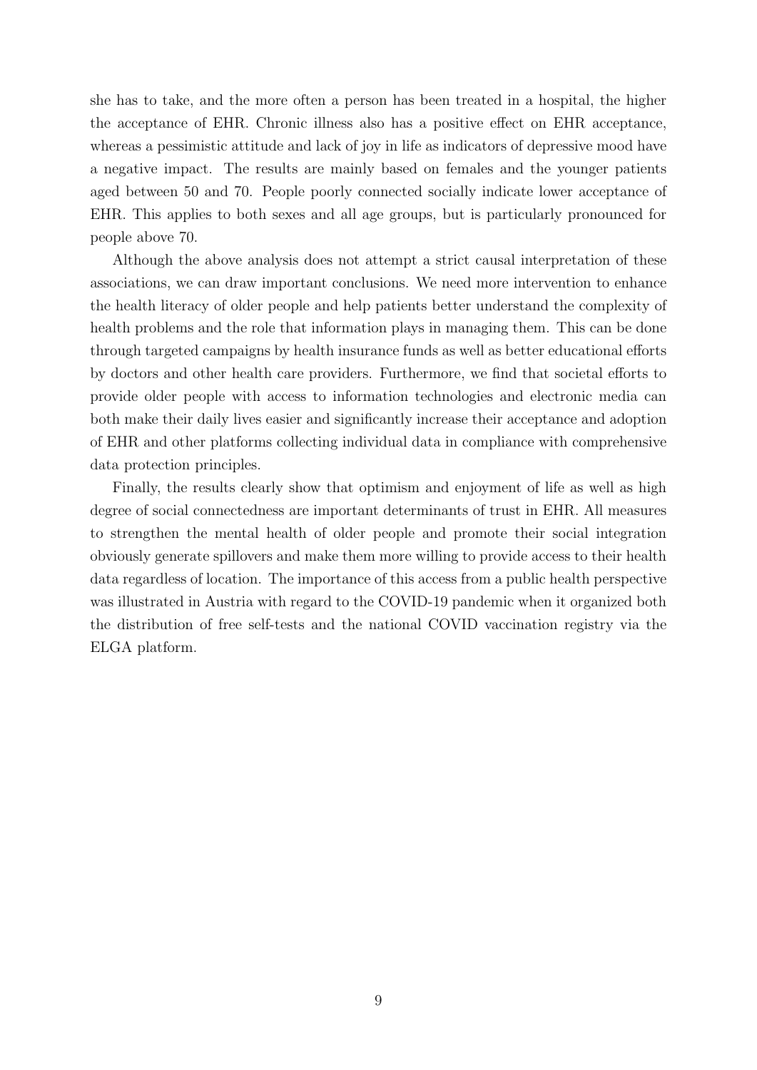she has to take, and the more often a person has been treated in a hospital, the higher the acceptance of EHR. Chronic illness also has a positive effect on EHR acceptance, whereas a pessimistic attitude and lack of joy in life as indicators of depressive mood have a negative impact. The results are mainly based on females and the younger patients aged between 50 and 70. People poorly connected socially indicate lower acceptance of EHR. This applies to both sexes and all age groups, but is particularly pronounced for people above 70.

Although the above analysis does not attempt a strict causal interpretation of these associations, we can draw important conclusions. We need more intervention to enhance the health literacy of older people and help patients better understand the complexity of health problems and the role that information plays in managing them. This can be done through targeted campaigns by health insurance funds as well as better educational efforts by doctors and other health care providers. Furthermore, we find that societal efforts to provide older people with access to information technologies and electronic media can both make their daily lives easier and significantly increase their acceptance and adoption of EHR and other platforms collecting individual data in compliance with comprehensive data protection principles.

Finally, the results clearly show that optimism and enjoyment of life as well as high degree of social connectedness are important determinants of trust in EHR. All measures to strengthen the mental health of older people and promote their social integration obviously generate spillovers and make them more willing to provide access to their health data regardless of location. The importance of this access from a public health perspective was illustrated in Austria with regard to the COVID-19 pandemic when it organized both the distribution of free self-tests and the national COVID vaccination registry via the ELGA platform.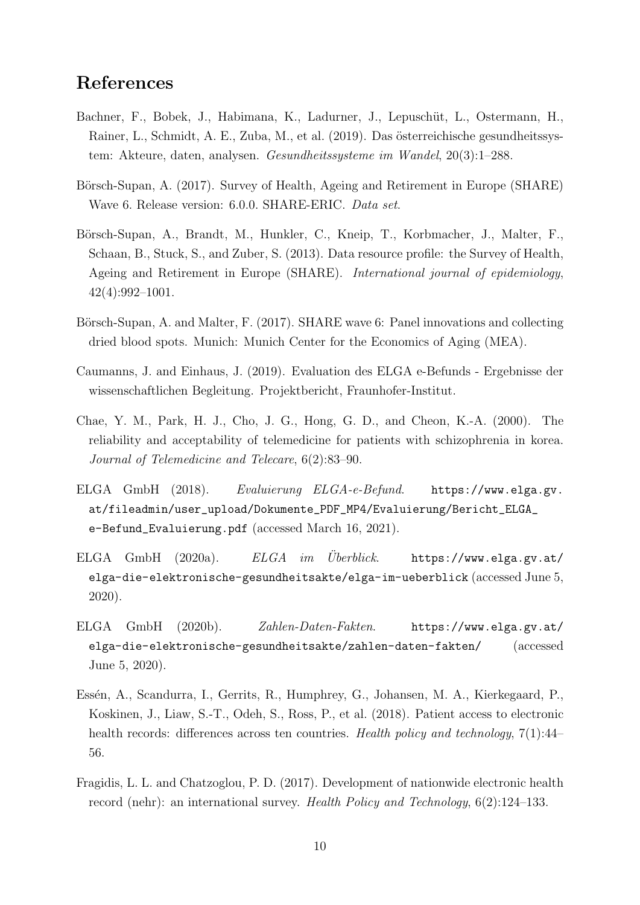## References

Bachner, F., Bobek, J., Habimana, K., Ladurner, J., Lepuschüt, L., Ostermann, H., Rainer, L., Schmidt, A. E., Zuba, M., et al. (2019). Das österreichische gesundheitssystem: Akteure, daten, analysen. *Gesundheitssysteme im Wandel*, 20(3):1–288.

Börsch-Supan, A. (2017). Survey of Health, Ageing and Retirement in Europe (SHARE) Wave 6. Release version: 6.0.0. SHARE-ERIC. *Data set*.

Börsch-Supan, A., Brandt, M., Hunkler, C., Kneip, T., Korbmacher, J., Malter, F., Schaan, B., Stuck, S., and Zuber, S. (2013). Data resource profile: the Survey of Health, Ageing and Retirement in Europe (SHARE). *International journal of epidemiology*, 42(4):992–1001.

Börsch-Supan, A. and Malter, F. (2017). SHARE wave 6: Panel innovations and collecting dried blood spots. Munich: Munich Center for the Economics of Aging (MEA).

Caumanns, J. and Einhaus, J. (2019). Evaluation des ELGA e-Befunds - Ergebnisse der wissenschaftlichen Begleitung. Projektbericht, Fraunhofer-Institut.

Chae, Y. M., Park, H. J., Cho, J. G., Hong, G. D., and Cheon, K.-A. (2000). The reliability and acceptability of telemedicine for patients with schizophrenia in korea. *Journal of Telemedicine and Telecare*, 6(2):83–90.

ELGA GmbH (2018). *Evaluierung ELGA-e-Befund*. https://www.elga.gv.at/fileadmin/user_upload/Dokumente_PDF_MP4/Evaluierung/Bericht_ELGA_e-Befund_Evaluierung.pdf (accessed March 16, 2021).

ELGA GmbH (2020a). *ELGA im Überblick*. https://www.elga.gv.at/elga-die-elektronische-gesundheitsakte/elga-im-ueberblick (accessed June 5, 2020).

ELGA GmbH (2020b). *Zahlen-Daten-Fakten*. https://www.elga.gv.at/elga-die-elektronische-gesundheitsakte/zahlen-daten-fakten/ (accessed June 5, 2020).

Essén, A., Scandurra, I., Gerrits, R., Humphrey, G., Johansen, M. A., Kierkegaard, P., Koskinen, J., Liaw, S.-T., Odeh, S., Ross, P., et al. (2018). Patient access to electronic health records: differences across ten countries. *Health policy and technology*, 7(1):44–56.

Fragidis, L. L. and Chatzoglou, P. D. (2017). Development of nationwide electronic health record (nehr): an international survey. *Health Policy and Technology*, 6(2):124–133.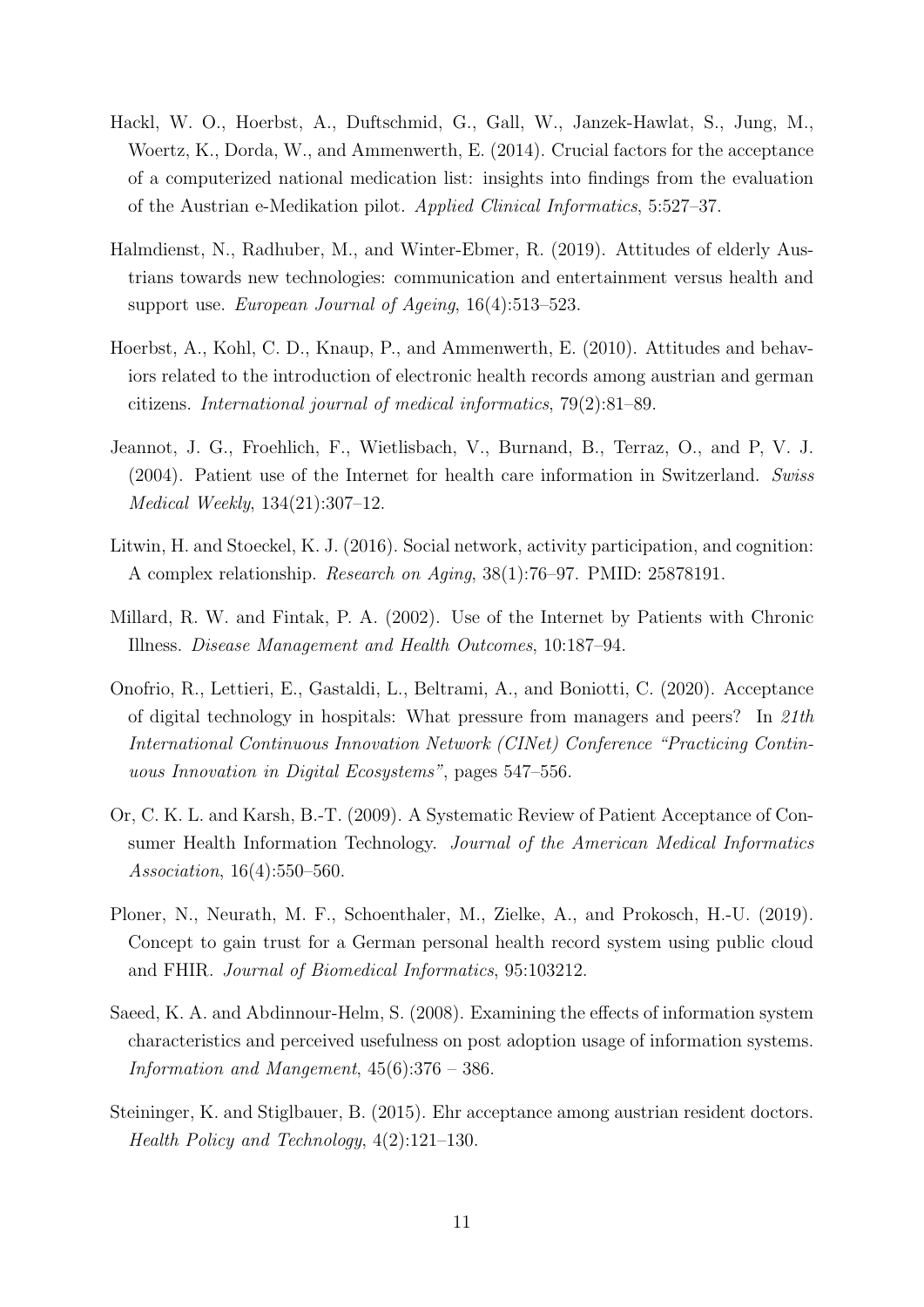Hackl, W. O., Hoerbst, A., Duftschmid, G., Gall, W., Janzek-Hawlat, S., Jung, M., Woertz, K., Dorda, W., and Ammenwerth, E. (2014). Crucial factors for the acceptance of a computerized national medication list: insights into findings from the evaluation of the Austrian e-Medikation pilot. *Applied Clinical Informatics*, 5:527–37.

Halmdienst, N., Radhuber, M., and Winter-Ebmer, R. (2019). Attitudes of elderly Austrians towards new technologies: communication and entertainment versus health and support use. *European Journal of Ageing*, 16(4):513–523.

Hoerbst, A., Kohl, C. D., Knaup, P., and Ammenwerth, E. (2010). Attitudes and behaviors related to the introduction of electronic health records among austrian and german citizens. *International journal of medical informatics*, 79(2):81–89.

Jeannot, J. G., Froehlich, F., Wietlisbach, V., Burnand, B., Terraz, O., and P, V. J. (2004). Patient use of the Internet for health care information in Switzerland. *Swiss Medical Weekly*, 134(21):307–12.

Litwin, H. and Stoeckel, K. J. (2016). Social network, activity participation, and cognition: A complex relationship. *Research on Aging*, 38(1):76–97. PMID: 25878191.

Millard, R. W. and Fintak, P. A. (2002). Use of the Internet by Patients with Chronic Illness. *Disease Management and Health Outcomes*, 10:187–94.

Onofrio, R., Lettieri, E., Gastaldi, L., Beltrami, A., and Boniotti, C. (2020). Acceptance of digital technology in hospitals: What pressure from managers and peers? In *21th International Continuous Innovation Network (CINet) Conference "Practicing Continuous Innovation in Digital Ecosystems"*, pages 547–556.

Or, C. K. L. and Karsh, B.-T. (2009). A Systematic Review of Patient Acceptance of Consumer Health Information Technology. *Journal of the American Medical Informatics Association*, 16(4):550–560.

Ploner, N., Neurath, M. F., Schoenthaler, M., Zielke, A., and Prokosch, H.-U. (2019). Concept to gain trust for a German personal health record system using public cloud and FHIR. *Journal of Biomedical Informatics*, 95:103212.

Saeed, K. A. and Abdinnour-Helm, S. (2008). Examining the effects of information system characteristics and perceived usefulness on post adoption usage of information systems. *Information and Mangement*, 45(6):376 – 386.

Steininger, K. and Stiglbauer, B. (2015). Ehr acceptance among austrian resident doctors. *Health Policy and Technology*, 4(2):121–130.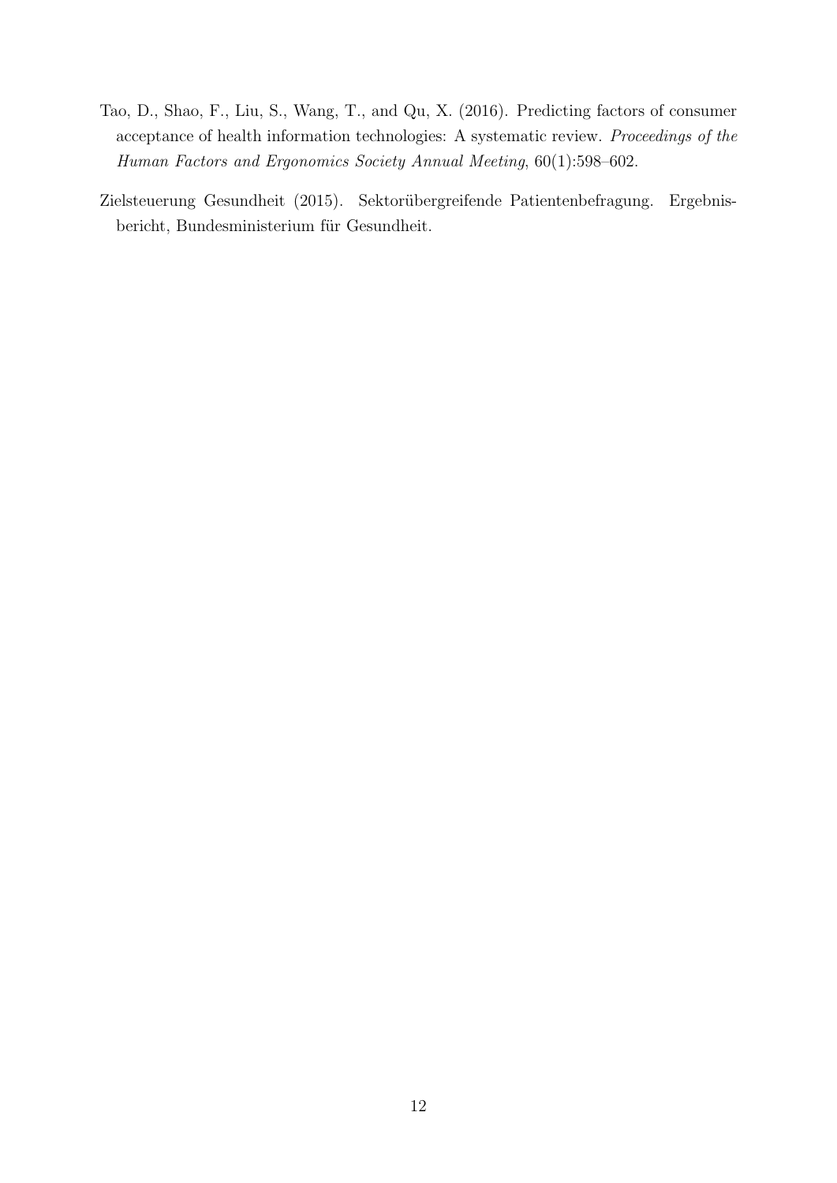Tao, D., Shao, F., Liu, S., Wang, T., and Qu, X. (2016). Predicting factors of consumer acceptance of health information technologies: A systematic review. *Proceedings of the Human Factors and Ergonomics Society Annual Meeting*, 60(1):598–602.

Zielsteuerung Gesundheit (2015). Sektorübergreifende Patientenbefragung. Ergebnisbericht, Bundesministerium für Gesundheit.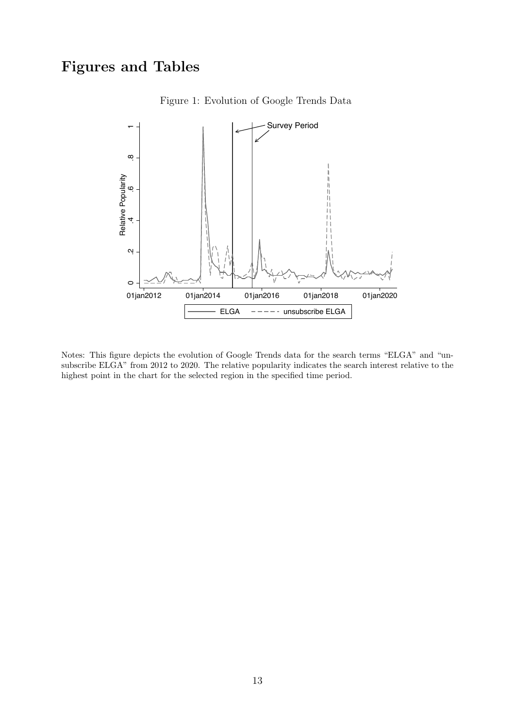# Figures and Tables

Figure 1: Evolution of Google Trends Data

Survey Period

Relative Popularity

1

.8

.6

.4

.2

0

01jan2012

01jan2014

01jan2016

01jan2018

01jan2020

ELGA

unsubscribe ELGA

Notes: This figure depicts the evolution of Google Trends data for the search terms "ELGA" and "unsubscribe ELGA" from 2012 to 2020. The relative popularity indicates the search interest relative to the highest point in the chart for the selected region in the specified time period.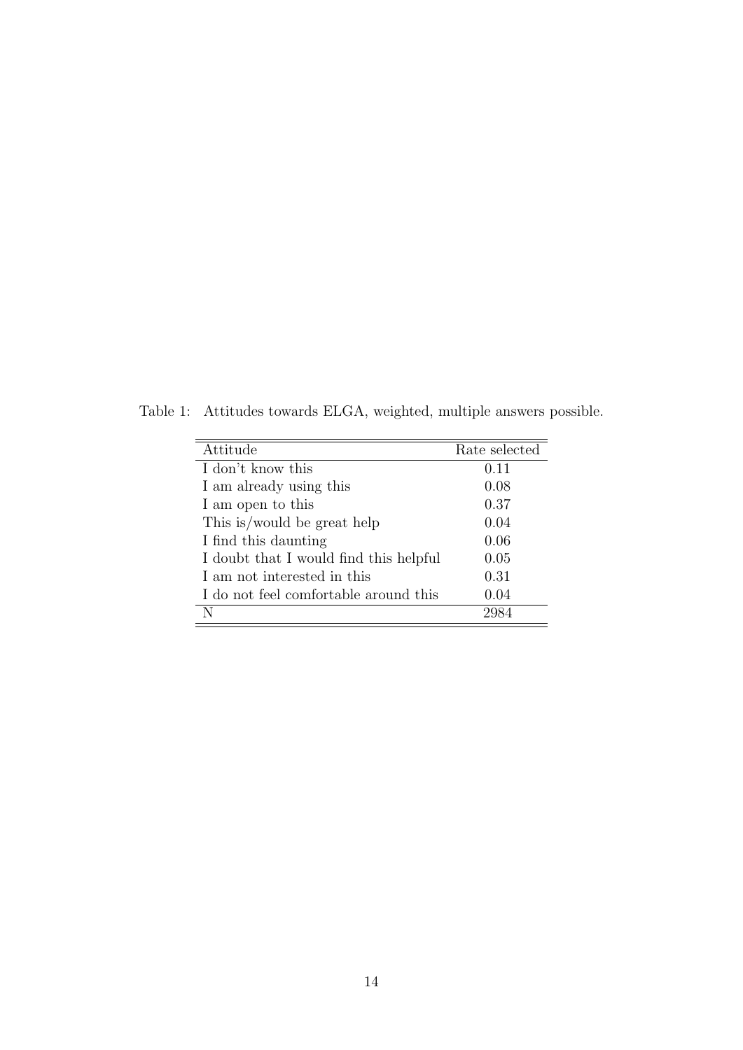Table 1: Attitudes towards ELGA, weighted, multiple answers possible.

| Attitude | Rate selected |
|---|---|
| I don't know this | 0.11 |
| I am already using this | 0.08 |
| I am open to this | 0.37 |
| This is/would be great help | 0.04 |
| I find this daunting | 0.06 |
| I doubt that I would find this helpful | 0.05 |
| I am not interested in this | 0.31 |
| I do not feel comfortable around this | 0.04 |
| N | 2984 |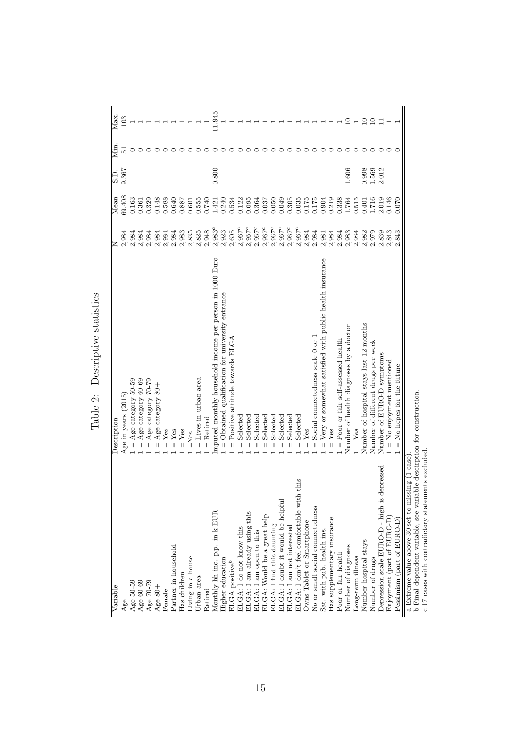Table 2: Descriptive statistics

| Variable | Description | N | Mean | S.D. | Min. | Max. |
|---|---|---|---|---|---|---|
| Age | Age in years (2015) | 2,984 | 69.408 | 9.367 | 51 | 103 |
| Age 50-59 | 1 = Age category 50-59 | 2,984 | 0.163 | | 0 | 1 |
| Age 60-69 | 1 = Age category 60-69 | 2,984 | 0.361 | | 0 | 1 |
| Age 70-79 | 1 = Age category 70-79 | 2,984 | 0.329 | | 0 | 1 |
| Age 80+ | 1 = Age category 80+ | 2,984 | 0.148 | | 0 | 1 |
| Female | 1 = Yes | 2,984 | 0.588 | | 0 | 1 |
| Partner in household | 1 = Yes | 2,984 | 0.640 | | 0 | 1 |
| Has children | 1 = Yes | 2,983 | 0.887 | | 0 | 1 |
| Living in a house | 1 =Yes | 2,835 | 0.601 | | 0 | 1 |
| Urban area | 1 = Lives in urban area | 2,825 | 0.555 | | 0 | 1 |
| Retired | 1 = Retired | 2,948 | 0.740 | | 0 | 1 |
| Monthly hh inc. p.p. in k EUR | Imputed monthly household income per person in 1000 Euro | 2,983[a] | 1.421 | 0.800 | 0 | 11.945 |
| Higher education | 1 = Obtained qualification for university entrance | 2,923 | 0.240 | | 0 | 1 |
| ELGA positive[b] | 1 = Positive attitude towards ELGA | 2,605 | 0.534 | | 0 | 1 |
| ELGA: I do not know this | 1 = Selected | 2,967[c] | 0.122 | | 0 | 1 |
| ELGA: I am already using this | 1 = Selected | 2,967[c] | 0.095 | | 0 | 1 |
| ELGA: I am open to this | 1 = Selected | 2,967[c] | 0.364 | | 0 | 1 |
| ELGA: Would be a great help | 1 = Selected | 2,967[c] | 0.037 | | 0 | 1 |
| ELGA: I find this daunting | 1 = Selected | 2,967[c] | 0.050 | | 0 | 1 |
| ELGA: I doubt it would be helpful | 1 = Selected | 2,967[c] | 0.049 | | 0 | 1 |
| ELGA: I am not interested | 1 = Selected | 2,967[c] | 0.305 | | 0 | 1 |
| ELGA: I don't feel comfortable with this | 1 = Selected | 2,967[c] | 0.035 | | 0 | 1 |
| Owns Tablet or Smartphone | 1 = Yes | 2,984 | 0.175 | | 0 | 1 |
| No or small social connectedness | 1 = Social connectedness scale 0 or 1 | 2,984 | 0.175 | | 0 | 1 |
| Sat. with pub. health ins. | 1 = Very or somewhat satisfied with public health insurance | 2,981 | 0.904 | | 0 | 1 |
| Has supplementary insurance | 1 = Yes | 2,984 | 0.219 | | 0 | 1 |
| Poor or fair health | 1 = Poor or fair self-assessed health | 2,984 | 0.338 | | 0 | 1 |
| Number of diagnoses | Number of health diagnoses by a doctor | 2,983 | 1.764 | 1.606 | 0 | 10 |
| Long-term illness | 1 = Yes | 2,984 | 0.515 | | 0 | 1 |
| Number hospital stays | Number of hospital stays last 12 months | 2,982 | 0.401 | 0.998 | 0 | 10 |
| Number of drugs | Number of different drugs per week | 2,979 | 1.716 | 1.569 | 0 | 10 |
| Depression scale EURO-D - high is depressed | Number of EURO-D symptoms | 2,839 | 2.019 | 2.012 | 0 | 11 |
| Enjoyment (part of EURO-D) | 1 = No enjoyment mentioned | 2,843 | 0.146 | | 0 | 1 |
| Pessimism (part of EURO-D) | 1 = No hopes for the future | 2,843 | 0.070 | | 0 | 1 |

a Extreme value above 30 set to missing (1 case).
b Final dependent variable, see variable description for construction.
c 17 cases with contradictory statements excluded.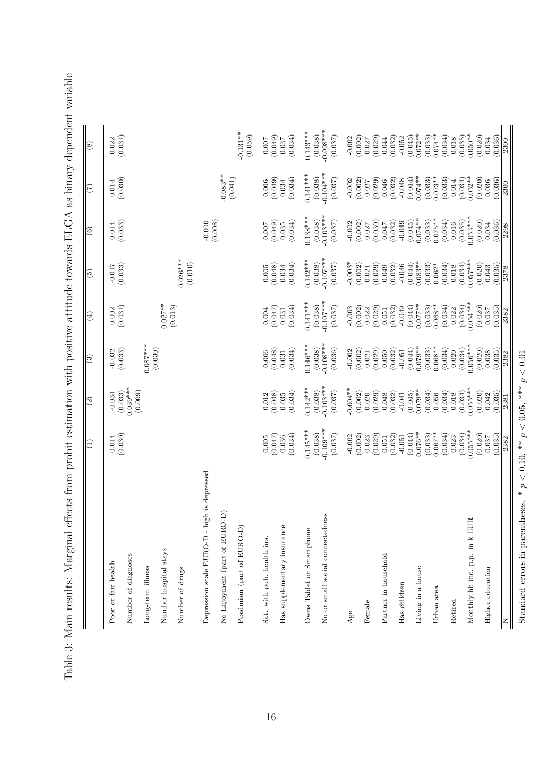Table 3: Main results: Marginal effects from probit estimation with positive attitude towards ELGA as binary dependent variable

| | (1) | (2) | (3) | (4) | (5) | (6) | (7) | (8) |
|---|---|---|---|---|---|---|---|---|
| Poor or fair health | 0.014 | -0.034 | -0.032 | 0.002 | -0.017 | 0.014 | 0.014 | 0.022 |
| | (0.030) | (0.033) | (0.033) | (0.031) | (0.033) | (0.033) | (0.030) | (0.031) |
| Number of diagnoses | | 0.039*** | | | | | | |
| | | (0.009) | | | | | | |
| Long-term illness | | | 0.087*** | | | | | |
| | | | (0.030) | | | | | |
| Number hospital stays | | | | 0.027** | | | | |
| | | | | (0.013) | | | | |
| Number of drugs | | | | | 0.026*** | | | |
| | | | | | (0.010) | | | |
| Depression scale EURO-D - high is depressed | | | | | | -0.000 | | |
| | | | | | | (0.008) | | |
| No Enjoyment (part of EURO-D) | | | | | | | -0.083** | |
| | | | | | | | (0.041) | |
| Pessimism (part of EURO-D) | | | | | | | | -0.131** |
| | | | | | | | | (0.059) |
| Sat. with pub. health ins. | 0.005 | 0.012 | 0.006 | 0.004 | 0.005 | 0.007 | 0.006 | 0.007 |
| | (0.047) | (0.048) | (0.048) | (0.047) | (0.048) | (0.049) | (0.049) | (0.049) |
| Has supplementary insurance | 0.036 | 0.035 | 0.031 | 0.031 | 0.034 | 0.035 | 0.034 | 0.037 |
| | (0.034) | (0.034) | (0.034) | (0.034) | (0.034) | (0.034) | (0.034) | (0.034) |
| Owns Tablet or Smartphone | 0.145*** | 0.142*** | 0.146*** | 0.141*** | 0.142*** | 0.138*** | 0.141*** | 0.143*** |
| | (0.038) | (0.038) | (0.038) | (0.038) | (0.038) | (0.038) | (0.038) | (0.038) |
| No or small social connectedness | -0.109*** | -0.103*** | -0.108*** | -0.107*** | -0.107*** | -0.103*** | -0.104*** | -0.098*** |
| | (0.037) | (0.037) | (0.036) | (0.037) | (0.037) | (0.037) | (0.037) | (0.037) |
| Age | -0.002 | -0.004** | -0.002 | -0.003 | -0.003* | -0.002 | -0.002 | -0.002 |
| | (0.002) | (0.002) | (0.002) | (0.002) | (0.002) | (0.002) | (0.002) | (0.002) |
| Female | 0.023 | 0.020 | 0.021 | 0.022 | 0.021 | 0.027 | 0.027 | 0.027 |
| | (0.029) | (0.029) | (0.029) | (0.029) | (0.029) | (0.030) | (0.029) | (0.029) |
| Partner in household | 0.051 | 0.048 | 0.050 | 0.051 | 0.049 | 0.047 | 0.046 | 0.044 |
| | (0.032) | (0.032) | (0.032) | (0.032) | (0.032) | (0.032) | (0.032) | (0.032) |
| Has children | -0.051 | -0.041 | -0.051 | -0.049 | -0.046 | -0.049 | -0.048 | -0.052 |
| | (0.044) | (0.045) | (0.044) | (0.044) | (0.044) | (0.045) | (0.044) | (0.045) |
| Living in a house | 0.076** | 0.079** | 0.079** | 0.077** | 0.083** | 0.074** | 0.074** | 0.072** |
| | (0.033) | (0.034) | (0.033) | (0.033) | (0.033) | (0.033) | (0.033) | (0.033) |
| Urban area | 0.067** | 0.056 | 0.068** | 0.068** | 0.062* | 0.075** | 0.073** | 0.074** |
| | (0.034) | (0.034) | (0.034) | (0.034) | (0.034) | (0.034) | (0.033) | (0.034) |
| Retired | 0.023 | 0.018 | 0.020 | 0.022 | 0.018 | 0.016 | 0.014 | 0.018 |
| | (0.034) | (0.034) | (0.034) | (0.034) | (0.034) | (0.035) | (0.034) | (0.035) |
| Monthly hh inc. p.p. in k EUR | 0.055*** | 0.055*** | 0.056*** | 0.054*** | 0.057*** | 0.053*** | 0.052** | 0.050** |
| | (0.020) | (0.020) | (0.020) | (0.020) | (0.020) | (0.020) | (0.020) | (0.020) |
| Higher education | 0.037 | 0.042 | 0.038 | 0.037 | 0.043 | 0.034 | 0.036 | 0.034 |
| | (0.035) | (0.035) | (0.035) | (0.035) | (0.035) | (0.036) | (0.036) | (0.036) |
| N | 2382 | 2381 | 2382 | 2382 | 2378 | 2298 | 2300 | 2300 |

Standard errors in parentheses. * $p < 0.10$, ** $p < 0.05$, *** $p < 0.01$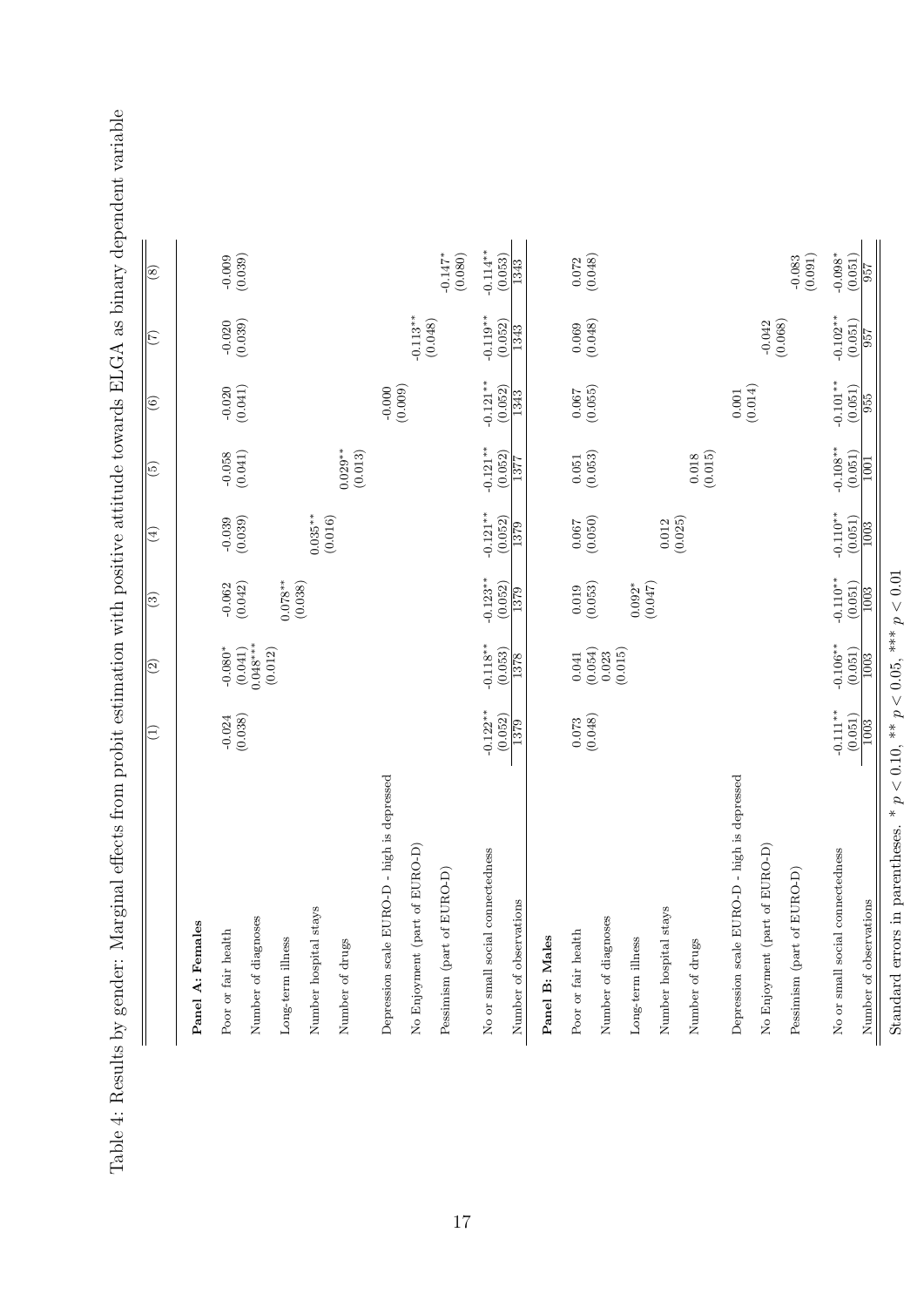Table 4: Results by gender: Marginal effects from probit estimation with positive attitude towards ELGA as binary dependent variable

| | (1) | (2) | (3) | (4) | (5) | (6) | (7) | (8) |
|---|---|---|---|---|---|---|---|---|
| **Panel A: Females** | | | | | | | | |
| Poor or fair health | -0.024 | -0.080* | -0.062 | -0.039 | -0.058 | -0.020 | -0.020 | -0.009 |
| | (0.038) | (0.041) | (0.042) | (0.039) | (0.041) | (0.041) | (0.039) | (0.039) |
| Number of diagnoses | | 0.048*** | | | | | | |
| | | (0.012) | | | | | | |
| Long-term illness | | | 0.078** | | | | | |
| | | | (0.038) | | | | | |
| Number hospital stays | | | | 0.035** | | | | |
| | | | | (0.016) | | | | |
| Number of drugs | | | | | 0.029** | | | |
| | | | | | (0.013) | | | |
| Depression scale EURO-D - high is depressed | | | | | | -0.000 | | |
| | | | | | | (0.009) | | |
| No Enjoyment (part of EURO-D) | | | | | | | -0.113** | |
| | | | | | | | (0.048) | |
| Pessimism (part of EURO-D) | | | | | | | | -0.147* |
| | | | | | | | | (0.080) |
| No or small social connectedness | -0.122** | -0.118** | -0.123** | -0.121** | -0.121** | -0.121** | -0.119** | -0.114** |
| | (0.052) | (0.053) | (0.052) | (0.052) | (0.052) | (0.052) | (0.052) | (0.053) |
| Number of observations | 1379 | 1378 | 1379 | 1379 | 1377 | 1343 | 1343 | 1343 |
| **Panel B: Males** | | | | | | | | |
| Poor or fair health | 0.073 | 0.041 | 0.019 | 0.067 | 0.051 | 0.067 | 0.069 | 0.072 |
| | (0.048) | (0.054) | (0.053) | (0.050) | (0.053) | (0.055) | (0.048) | (0.048) |
| Number of diagnoses | | 0.023 | | | | | | |
| | | (0.015) | | | | | | |
| Long-term illness | | | 0.092* | | | | | |
| | | | (0.047) | | | | | |
| Number hospital stays | | | | 0.012 | | | | |
| | | | | (0.025) | | | | |
| Number of drugs | | | | | 0.018 | | | |
| | | | | | (0.015) | | | |
| Depression scale EURO-D - high is depressed | | | | | | 0.001 | | |
| | | | | | | (0.014) | | |
| No Enjoyment (part of EURO-D) | | | | | | | -0.042 | |
| | | | | | | | (0.068) | |
| Pessimism (part of EURO-D) | | | | | | | | -0.083 |
| | | | | | | | | (0.091) |
| No or small social connectedness | -0.111** | -0.106** | -0.110** | -0.110** | -0.108** | -0.101** | -0.102** | -0.098* |
| | (0.051) | (0.051) | (0.051) | (0.051) | (0.051) | (0.051) | (0.051) | (0.051) |
| Number of observations | 1003 | 1003 | 1003 | 1003 | 1001 | 955 | 957 | 957 |

Standard errors in parentheses. * $p < 0.10$, ** $p < 0.05$, *** $p < 0.01$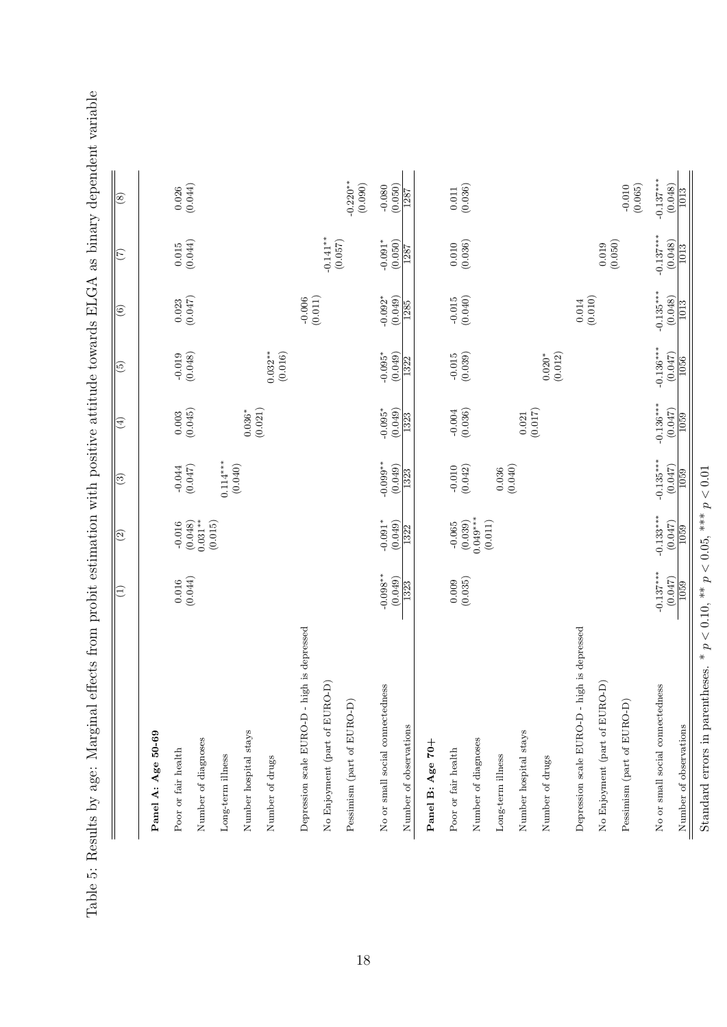Table 5: Results by age: Marginal effects from probit estimation with positive attitude towards ELGA as binary dependent variable

| | (1) | (2) | (3) | (4) | (5) | (6) | (7) | (8) |
|---|---|---|---|---|---|---|---|---|
| **Panel A: Age 50-69** | | | | | | | | |
| Poor or fair health | 0.016 | -0.016 | -0.044 | 0.003 | -0.019 | 0.023 | 0.015 | 0.026 |
| | (0.044) | (0.048) | (0.047) | (0.045) | (0.048) | (0.047) | (0.044) | (0.044) |
| Number of diagnoses | | 0.031** | | | | | | |
| | | (0.015) | | | | | | |
| Long-term illness | | | 0.114*** | | | | | |
| | | | (0.040) | | | | | |
| Number hospital stays | | | | 0.036* | | | | |
| | | | | (0.021) | | | | |
| Number of drugs | | | | | 0.032** | | | |
| | | | | | (0.016) | | | |
| Depression scale EURO-D - high is depressed | | | | | | -0.006 | | |
| | | | | | | (0.011) | | |
| No Enjoyment (part of EURO-D) | | | | | | | -0.141** | |
| | | | | | | | (0.057) | |
| Pessimism (part of EURO-D) | | | | | | | | -0.220** |
| | | | | | | | | (0.090) |
| No or small social connectedness | -0.098** | -0.091* | -0.099** | -0.095* | -0.095* | -0.092* | -0.091* | -0.080 |
| | (0.049) | (0.049) | (0.049) | (0.049) | (0.049) | (0.049) | (0.050) | (0.050) |
| Number of observations | 1323 | 1322 | 1323 | 1323 | 1322 | 1285 | 1287 | 1287 |
| **Panel B: Age 70+** | | | | | | | | |
| Poor or fair health | 0.009 | -0.065 | -0.010 | -0.004 | -0.015 | -0.015 | 0.010 | 0.011 |
| | (0.035) | (0.039) | (0.042) | (0.036) | (0.039) | (0.040) | (0.036) | (0.036) |
| Number of diagnoses | | 0.049*** | | | | | | |
| | | (0.011) | | | | | | |
| Long-term illness | | | 0.036 | | | | | |
| | | | (0.040) | | | | | |
| Number hospital stays | | | | 0.021 | | | | |
| | | | | (0.017) | | | | |
| Number of drugs | | | | | 0.020* | | | |
| | | | | | (0.012) | | | |
| Depression scale EURO-D - high is depressed | | | | | | 0.014 | | |
| | | | | | | (0.010) | | |
| No Enjoyment (part of EURO-D) | | | | | | | 0.019 | |
| | | | | | | | (0.050) | |
| Pessimism (part of EURO-D) | | | | | | | | -0.010 |
| | | | | | | | | (0.065) |
| No or small social connectedness | -0.137*** | -0.133*** | -0.135*** | -0.136*** | -0.136*** | -0.135*** | -0.137*** | -0.137*** |
| | (0.047) | (0.047) | (0.047) | (0.047) | (0.047) | (0.048) | (0.048) | (0.048) |
| Number of observations | 1059 | 1059 | 1059 | 1059 | 1056 | 1013 | 1013 | 1013 |

Standard errors in parentheses. * $p < 0.10$, ** $p < 0.05$, *** $p < 0.01$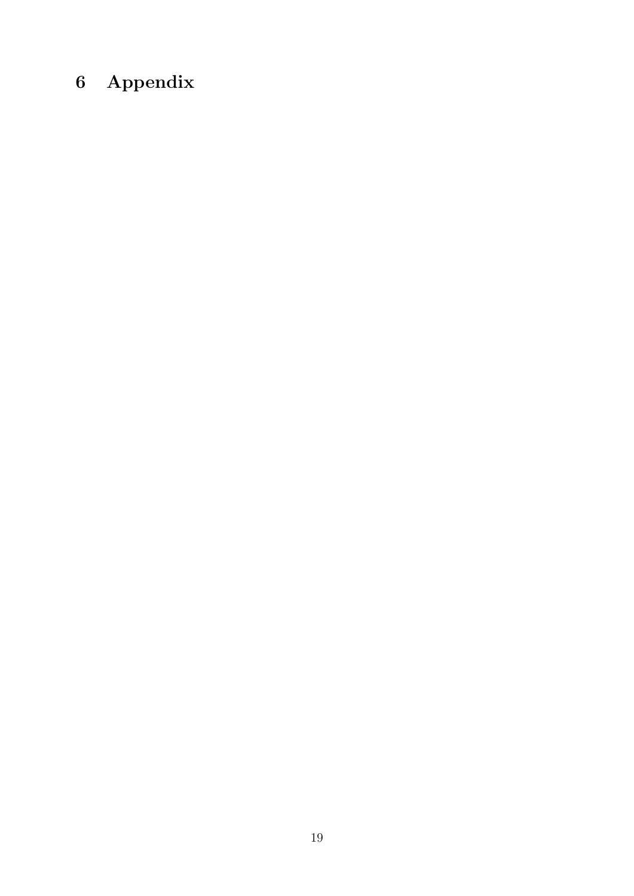# 6 Appendix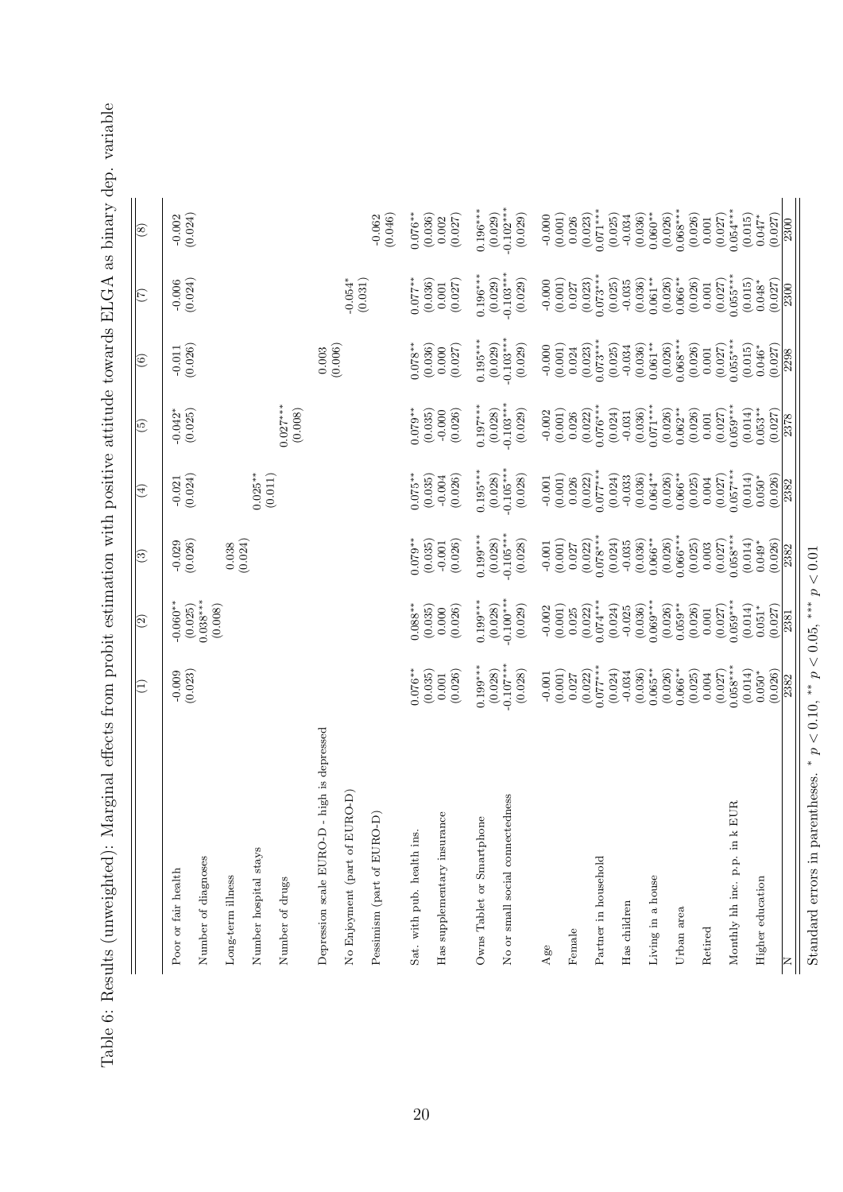Table 6: Results (unweighted): Marginal effects from probit estimation with positive attitude towards ELGA as binary dep. variable

| | (1) | (2) | (3) | (4) | (5) | (6) | (7) | (8) |
|---|---|---|---|---|---|---|---|---|
| Poor or fair health | -0.009 | -0.060** | -0.029 | -0.021 | -0.042* | -0.011 | -0.006 | -0.002 |
| | (0.023) | (0.025) | (0.026) | (0.024) | (0.025) | (0.026) | (0.024) | (0.024) |
| Number of diagnoses | | 0.038*** | | | | | | |
| | | (0.008) | | | | | | |
| Long-term illness | | | 0.038 | | | | | |
| | | | (0.024) | | | | | |
| Number hospital stays | | | | 0.025** | | | | |
| | | | | (0.011) | | | | |
| Number of drugs | | | | | 0.027*** | | | |
| | | | | | (0.008) | | | |
| Depression scale EURO-D - high is depressed | | | | | | 0.003 | | |
| | | | | | | (0.006) | | |
| No Enjoyment (part of EURO-D) | | | | | | | -0.054* | |
| | | | | | | | (0.031) | |
| Pessimism (part of EURO-D) | | | | | | | | -0.062 |
| | | | | | | | | (0.046) |
| Sat. with pub. health ins. | 0.076** | 0.088** | 0.079** | 0.075** | 0.079** | 0.078** | 0.077** | 0.076** |
| | (0.035) | (0.035) | (0.035) | (0.035) | (0.035) | (0.036) | (0.036) | (0.036) |
| Has supplementary insurance | 0.001 | 0.000 | -0.001 | -0.004 | -0.000 | 0.000 | 0.001 | 0.002 |
| | (0.026) | (0.026) | (0.026) | (0.026) | (0.026) | (0.027) | (0.027) | (0.027) |
| Owns Tablet or Smartphone | 0.199*** | 0.199*** | 0.199*** | 0.195*** | 0.197*** | 0.195*** | 0.196*** | 0.196*** |
| | (0.028) | (0.028) | (0.028) | (0.028) | (0.028) | (0.029) | (0.029) | (0.029) |
| No or small social connectedness | -0.107*** | -0.100*** | -0.105*** | -0.105*** | -0.103*** | -0.103*** | -0.103*** | -0.102*** |
| | (0.028) | (0.029) | (0.028) | (0.028) | (0.029) | (0.029) | (0.029) | (0.029) |
| Age | -0.001 | -0.002 | -0.001 | -0.001 | -0.002 | -0.000 | -0.000 | -0.000 |
| | (0.001) | (0.001) | (0.001) | (0.001) | (0.001) | (0.001) | (0.001) | (0.001) |
| Female | 0.027 | 0.025 | 0.027 | 0.026 | 0.026 | 0.024 | 0.027 | 0.026 |
| | (0.022) | (0.022) | (0.022) | (0.022) | (0.022) | (0.023) | (0.023) | (0.023) |
| Partner in household | 0.077*** | 0.074*** | 0.078*** | 0.077*** | 0.076*** | 0.073*** | 0.073*** | 0.071*** |
| | (0.024) | (0.024) | (0.024) | (0.024) | (0.024) | (0.025) | (0.025) | (0.025) |
| Has children | -0.034 | -0.025 | -0.035 | -0.033 | -0.031 | -0.034 | -0.035 | -0.034 |
| | (0.036) | (0.036) | (0.036) | (0.036) | (0.036) | (0.036) | (0.036) | (0.036) |
| Living in a house | 0.065** | 0.069*** | 0.066** | 0.064** | 0.071*** | 0.061** | 0.061** | 0.060** |
| | (0.026) | (0.026) | (0.026) | (0.026) | (0.026) | (0.026) | (0.026) | (0.026) |
| Urban area | 0.066** | 0.059** | 0.066*** | 0.066** | 0.062** | 0.068*** | 0.066** | 0.068*** |
| | (0.025) | (0.026) | (0.025) | (0.026) | (0.026) | (0.026) | (0.026) | (0.026) |
| Retired | 0.004 | 0.001 | 0.003 | 0.004 | 0.001 | 0.001 | 0.001 | 0.001 |
| | (0.027) | (0.027) | (0.027) | (0.027) | (0.027) | (0.027) | (0.027) | (0.027) |
| Monthly hh inc. p.p. in k EUR | 0.058*** | 0.059*** | 0.058*** | 0.057*** | 0.059*** | 0.055*** | 0.055*** | 0.054*** |
| | (0.014) | (0.014) | (0.014) | (0.014) | (0.014) | (0.015) | (0.015) | (0.015) |
| Higher education | 0.050* | 0.051* | 0.049* | 0.050* | 0.053** | 0.046* | 0.048* | 0.047* |
| | (0.026) | (0.027) | (0.026) | (0.026) | (0.027) | (0.027) | (0.027) | (0.027) |
| N | 2382 | 2381 | 2382 | 2382 | 2378 | 2298 | 2300 | 2300 |

Standard errors in parentheses. * $p < 0.10$, ** $p < 0.05$, *** $p < 0.01$